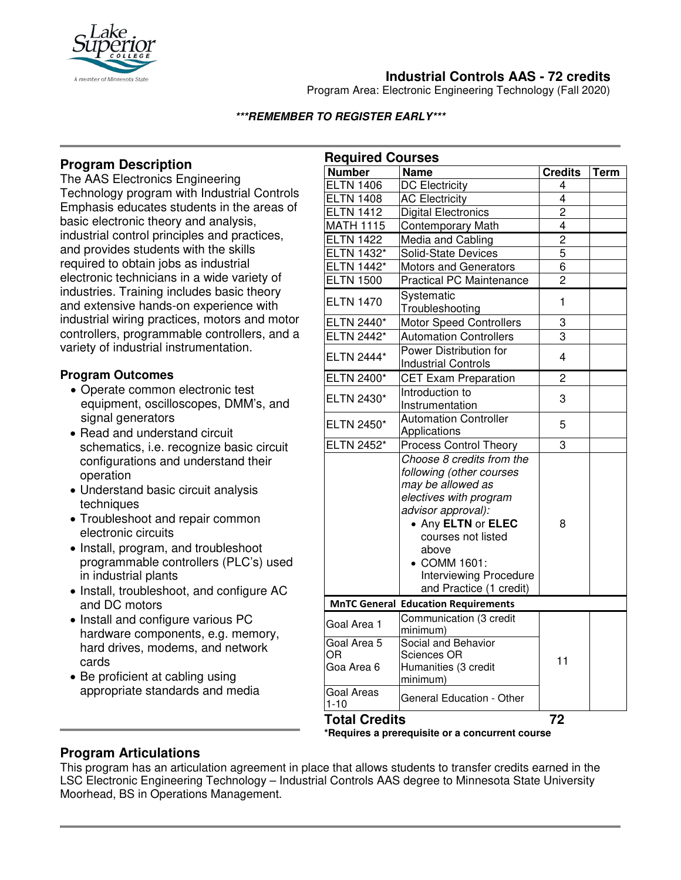# Industrial Controls AAS - 72 credits

Program Area: Electronic Engineering Technology (Fall 2020)

***REMEMBER TO REGISTER EARLY***

## Program Description

The AAS Electronics Engineering Technology program with Industrial Controls Emphasis educates students in the areas of basic electronic theory and analysis, industrial control principles and practices, and provides students with the skills required to obtain jobs as industrial electronic technicians in a wide variety of industries. Training includes basic theory and extensive hands-on experience with industrial wiring practices, motors and motor controllers, programmable controllers, and a variety of industrial instrumentation.

### Program Outcomes

- Operate common electronic test equipment, oscilloscopes, DMM's, and signal generators
- Read and understand circuit schematics, i.e. recognize basic circuit configurations and understand their operation
- Understand basic circuit analysis techniques
- Troubleshoot and repair common electronic circuits
- Install, program, and troubleshoot programmable controllers (PLC's) used in industrial plants
- Install, troubleshoot, and configure AC and DC motors
- Install and configure various PC hardware components, e.g. memory, hard drives, modems, and network cards
- Be proficient at cabling using appropriate standards and media

## Required Courses

| Number | Name | Credits | Term |
|---|---|---|---|
| ELTN 1406 | DC Electricity | 4 | |
| ELTN 1408 | AC Electricity | 4 | |
| ELTN 1412 | Digital Electronics | 2 | |
| MATH 1115 | Contemporary Math | 4 | |
| ELTN 1422 | Media and Cabling | 2 | |
| ELTN 1432* | Solid-State Devices | 5 | |
| ELTN 1442* | Motors and Generators | 6 | |
| ELTN 1500 | Practical PC Maintenance | 2 | |
| ELTN 1470 | Systematic Troubleshooting | 1 | |
| ELTN 2440* | Motor Speed Controllers | 3 | |
| ELTN 2442* | Automation Controllers | 3 | |
| ELTN 2444* | Power Distribution for Industrial Controls | 4 | |
| ELTN 2400* | CET Exam Preparation | 2 | |
| ELTN 2430* | Introduction to Instrumentation | 3 | |
| ELTN 2450* | Automation Controller Applications | 5 | |
| ELTN 2452* | Process Control Theory | 3 | |
| | *Choose 8 credits from the following (other courses may be allowed as electives with program advisor approval):* • Any **ELTN** or **ELEC** courses not listed above • COMM 1601: Interviewing Procedure and Practice (1 credit) | 8 | |
| **MnTC General Education Requirements** | | | |
| Goal Area 1 | Communication (3 credit minimum) | 11 | |
| Goal Area 5 OR Goa Area 6 | Social and Behavior Sciences OR Humanities (3 credit minimum) | | |
| Goal Areas 1-10 | General Education - Other | | |
| **Total Credits** | | **72** | |

**\*Requires a prerequisite or a concurrent course**

## Program Articulations

This program has an articulation agreement in place that allows students to transfer credits earned in the LSC Electronic Engineering Technology – Industrial Controls AAS degree to Minnesota State University Moorhead, BS in Operations Management.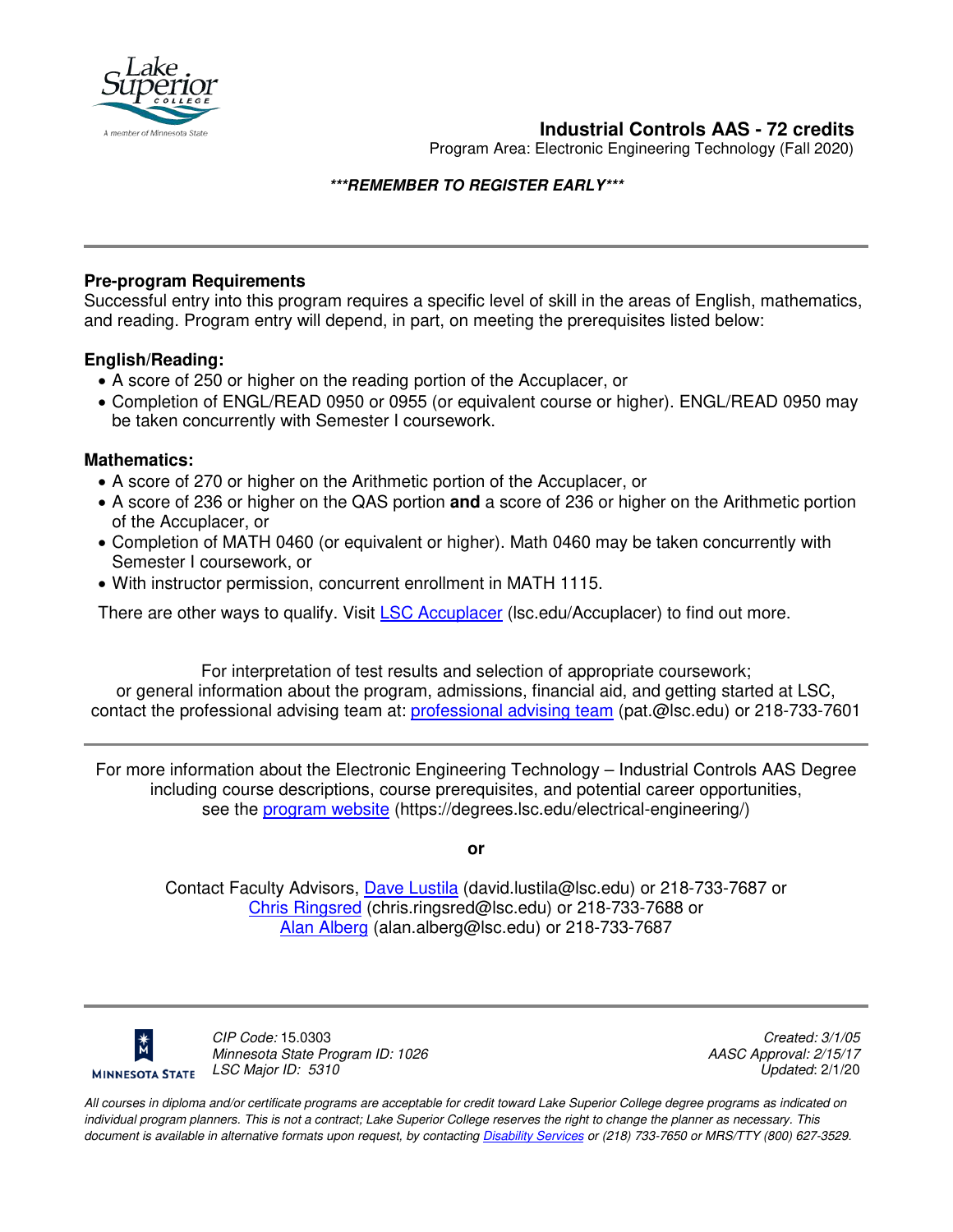# Industrial Controls AAS - 72 credits

Program Area: Electronic Engineering Technology (Fall 2020)

***REMEMBER TO REGISTER EARLY***

---

## Pre-program Requirements

Successful entry into this program requires a specific level of skill in the areas of English, mathematics, and reading. Program entry will depend, in part, on meeting the prerequisites listed below:

### English/Reading:

- A score of 250 or higher on the reading portion of the Accuplacer, or
- Completion of ENGL/READ 0950 or 0955 (or equivalent course or higher). ENGL/READ 0950 may be taken concurrently with Semester I coursework.

### Mathematics:

- A score of 270 or higher on the Arithmetic portion of the Accuplacer, or
- A score of 236 or higher on the QAS portion **and** a score of 236 or higher on the Arithmetic portion of the Accuplacer, or
- Completion of MATH 0460 (or equivalent or higher). Math 0460 may be taken concurrently with Semester I coursework, or
- With instructor permission, concurrent enrollment in MATH 1115.

There are other ways to qualify. Visit LSC Accuplacer (lsc.edu/Accuplacer) to find out more.

For interpretation of test results and selection of appropriate coursework; or general information about the program, admissions, financial aid, and getting started at LSC, contact the professional advising team at: professional advising team (pat.@lsc.edu) or 218-733-7601

---

For more information about the Electronic Engineering Technology – Industrial Controls AAS Degree including course descriptions, course prerequisites, and potential career opportunities, see the program website (https://degrees.lsc.edu/electrical-engineering/)

**or**

Contact Faculty Advisors, Dave Lustila (david.lustila@lsc.edu) or 218-733-7687 or Chris Ringsred (chris.ringsred@lsc.edu) or 218-733-7688 or Alan Alberg (alan.alberg@lsc.edu) or 218-733-7687

---

*CIP Code:* 15.0303
*Minnesota State Program ID: 1026*
*LSC Major ID: 5310*

*Created: 3/1/05*
*AASC Approval: 2/15/17*
*Updated*: 2/1/20

*All courses in diploma and/or certificate programs are acceptable for credit toward Lake Superior College degree programs as indicated on individual program planners. This is not a contract; Lake Superior College reserves the right to change the planner as necessary. This document is available in alternative formats upon request, by contacting Disability Services or (218) 733-7650 or MRS/TTY (800) 627-3529.*